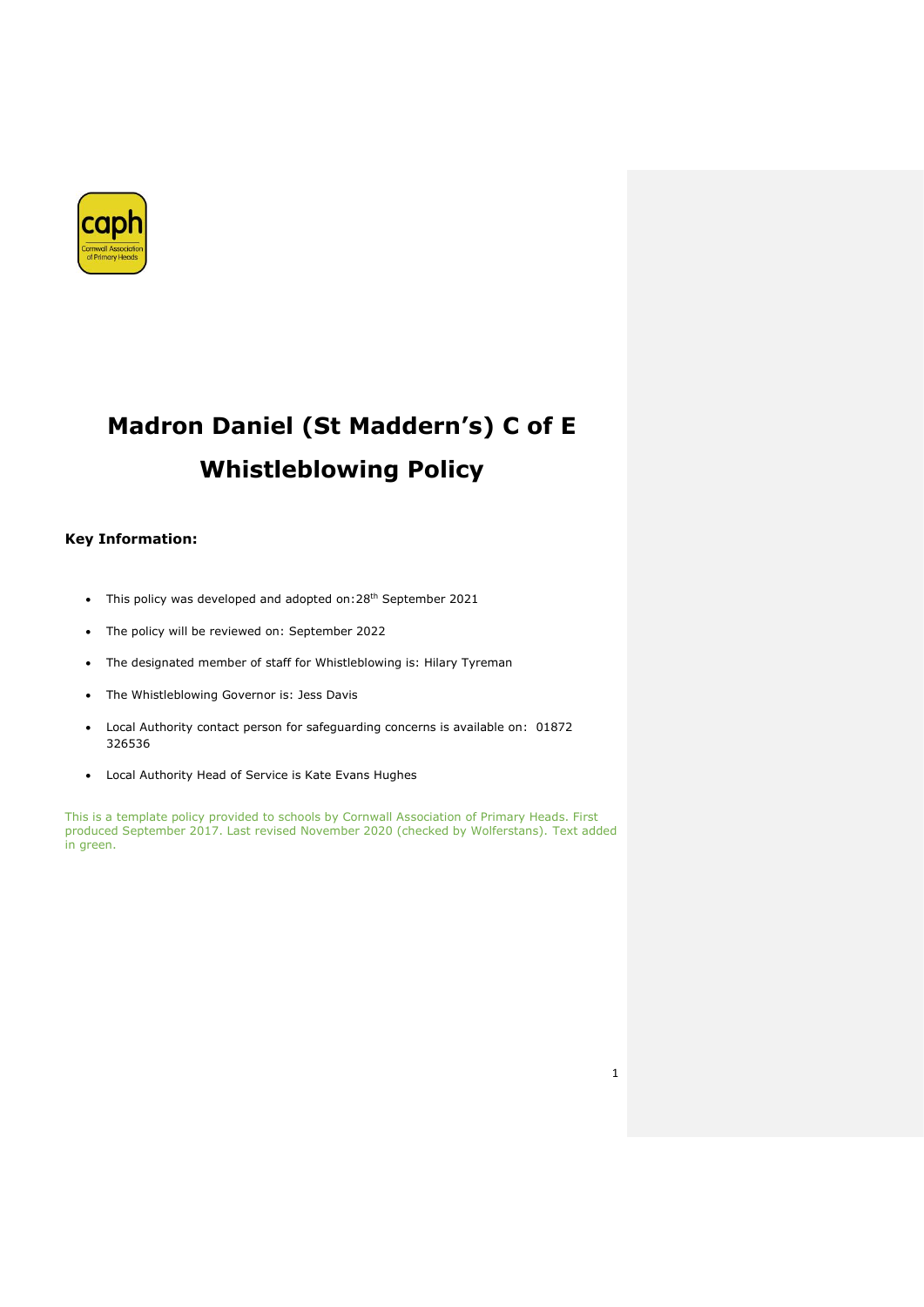# Madron Daniel (St Maddern's) C of E Whistleblowing Policy

**Key Information:**

- This policy was developed and adopted on: 28th September 2021
- The policy will be reviewed on: September 2022
- The designated member of staff for Whistleblowing is: Hilary Tyreman
- The Whistleblowing Governor is: Jess Davis
- Local Authority contact person for safeguarding concerns is available on: 01872 326536
- Local Authority Head of Service is Kate Evans Hughes

This is a template policy provided to schools by Cornwall Association of Primary Heads. First produced September 2017. Last revised November 2020 (checked by Wolferstans). Text added in green.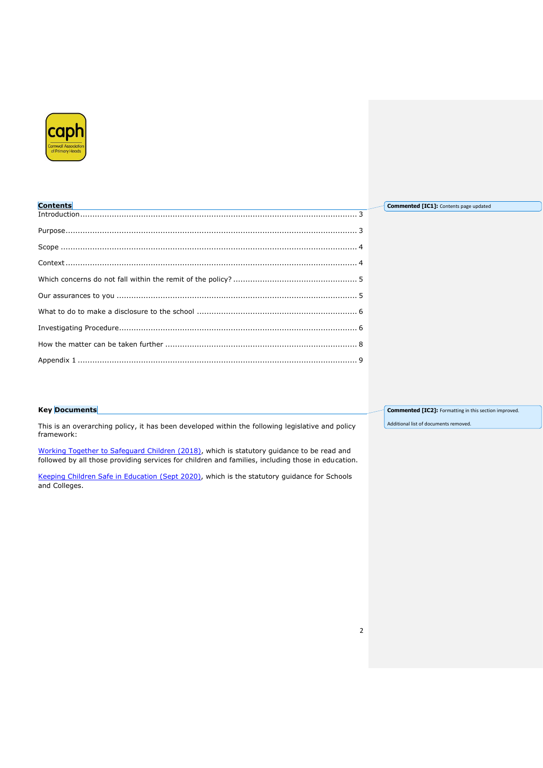## Contents

Introduction ........................................................................................................ 3

Purpose ............................................................................................................. 3

Scope ................................................................................................................ 4

Context .............................................................................................................. 4

Which concerns do not fall within the remit of the policy? .................................... 5

Our assurances to you ........................................................................................ 5

What to do to make a disclosure to the school ..................................................... 6

Investigating Procedure ....................................................................................... 6

How the matter can be taken further ................................................................... 8

Appendix 1 ......................................................................................................... 9

> **Commented [IC1]:** Contents page updated

## Key Documents

> **Commented [IC2]:** Formatting in this section improved.
>
> Additional list of documents removed.

This is an overarching policy, it has been developed within the following legislative and policy framework:

Working Together to Safeguard Children (2018), which is statutory guidance to be read and followed by all those providing services for children and families, including those in education.

Keeping Children Safe in Education (Sept 2020), which is the statutory guidance for Schools and Colleges.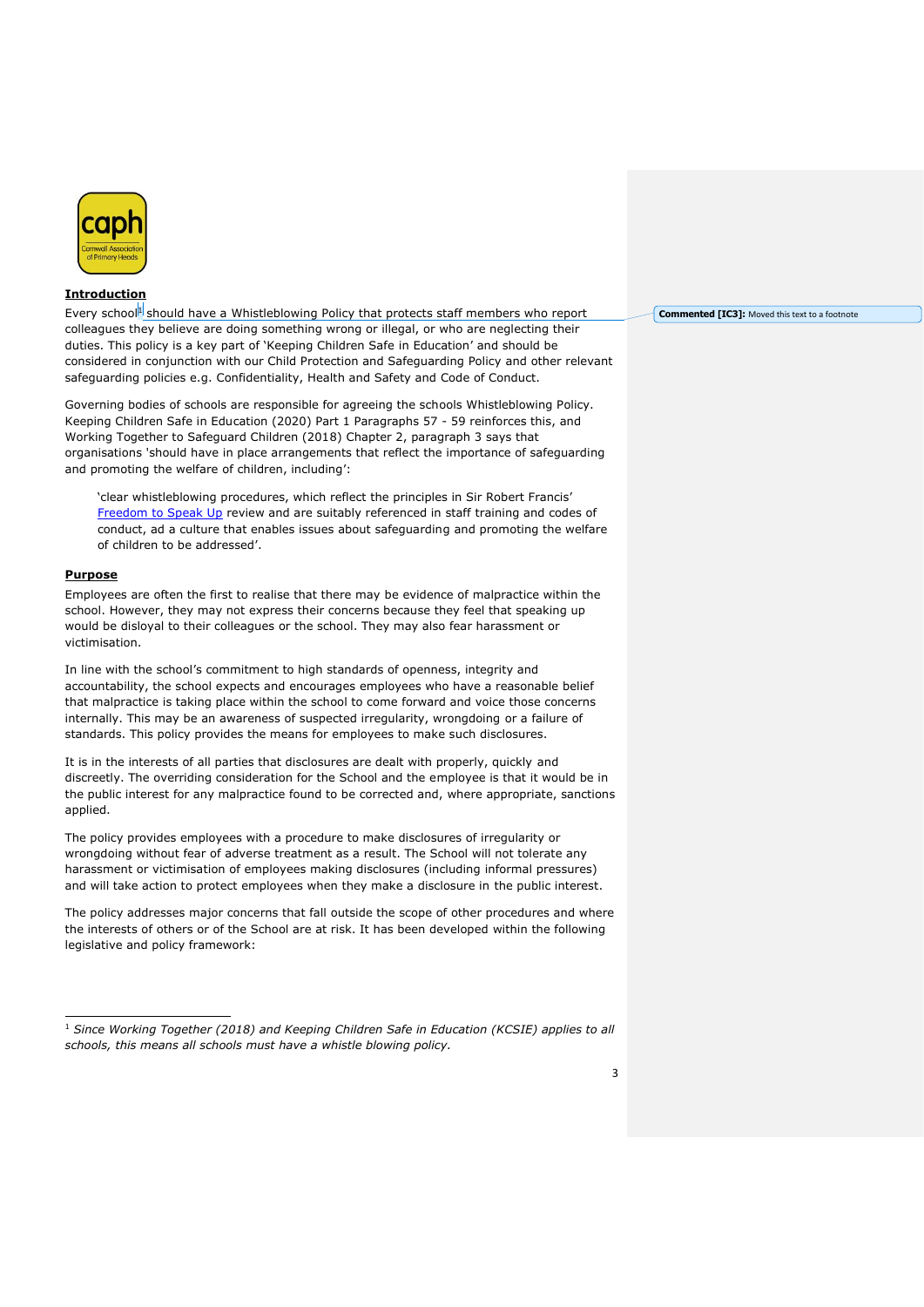## Introduction

Every school[1] should have a Whistleblowing Policy that protects staff members who report colleagues they believe are doing something wrong or illegal, or who are neglecting their duties. This policy is a key part of 'Keeping Children Safe in Education' and should be considered in conjunction with our Child Protection and Safeguarding Policy and other relevant safeguarding policies e.g. Confidentiality, Health and Safety and Code of Conduct.

Governing bodies of schools are responsible for agreeing the schools Whistleblowing Policy. Keeping Children Safe in Education (2020) Part 1 Paragraphs 57 - 59 reinforces this, and Working Together to Safeguard Children (2018) Chapter 2, paragraph 3 says that organisations 'should have in place arrangements that reflect the importance of safeguarding and promoting the welfare of children, including':

> 'clear whistleblowing procedures, which reflect the principles in Sir Robert Francis' Freedom to Speak Up review and are suitably referenced in staff training and codes of conduct, ad a culture that enables issues about safeguarding and promoting the welfare of children to be addressed'.

## Purpose

Employees are often the first to realise that there may be evidence of malpractice within the school. However, they may not express their concerns because they feel that speaking up would be disloyal to their colleagues or the school. They may also fear harassment or victimisation.

In line with the school's commitment to high standards of openness, integrity and accountability, the school expects and encourages employees who have a reasonable belief that malpractice is taking place within the school to come forward and voice those concerns internally. This may be an awareness of suspected irregularity, wrongdoing or a failure of standards. This policy provides the means for employees to make such disclosures.

It is in the interests of all parties that disclosures are dealt with properly, quickly and discreetly. The overriding consideration for the School and the employee is that it would be in the public interest for any malpractice found to be corrected and, where appropriate, sanctions applied.

The policy provides employees with a procedure to make disclosures of irregularity or wrongdoing without fear of adverse treatment as a result. The School will not tolerate any harassment or victimisation of employees making disclosures (including informal pressures) and will take action to protect employees when they make a disclosure in the public interest.

The policy addresses major concerns that fall outside the scope of other procedures and where the interests of others or of the School are at risk. It has been developed within the following legislative and policy framework:

---

[1] *Since Working Together (2018) and Keeping Children Safe in Education (KCSIE) applies to all schools, this means all schools must have a whistle blowing policy.*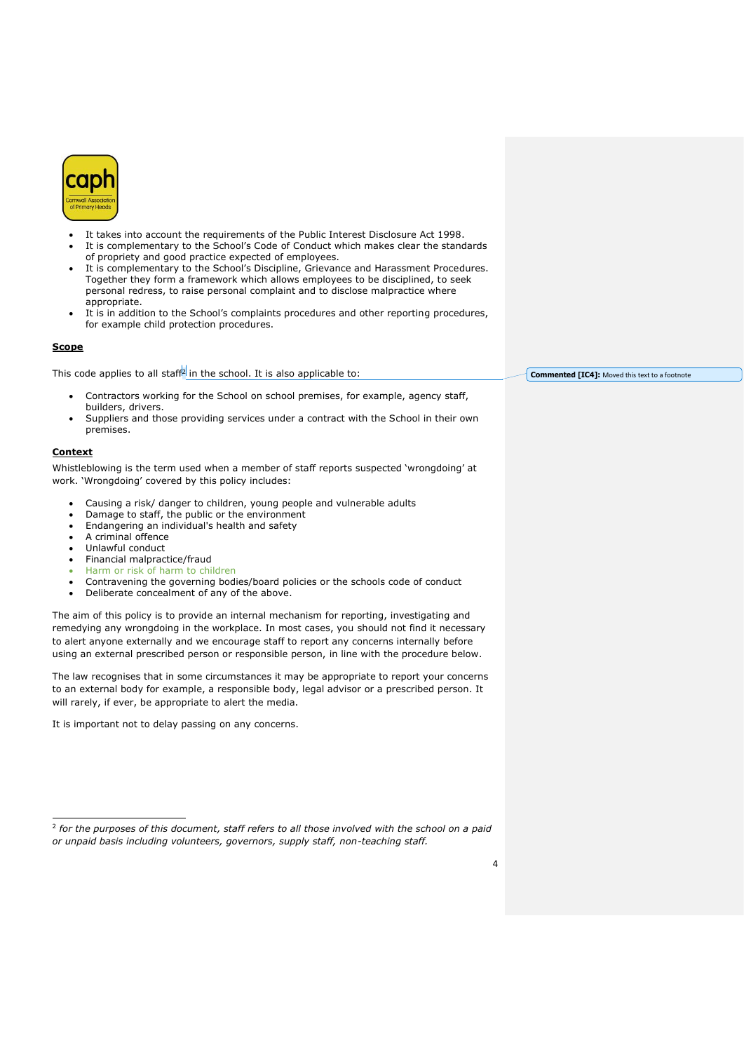- It takes into account the requirements of the Public Interest Disclosure Act 1998.
- It is complementary to the School's Code of Conduct which makes clear the standards of propriety and good practice expected of employees.
- It is complementary to the School's Discipline, Grievance and Harassment Procedures. Together they form a framework which allows employees to be disciplined, to seek personal redress, to raise personal complaint and to disclose malpractice where appropriate.
- It is in addition to the School's complaints procedures and other reporting procedures, for example child protection procedures.

**Scope**

This code applies to all staff[2] in the school. It is also applicable to:

- Contractors working for the School on school premises, for example, agency staff, builders, drivers.
- Suppliers and those providing services under a contract with the School in their own premises.

**Context**

Whistleblowing is the term used when a member of staff reports suspected 'wrongdoing' at work. 'Wrongdoing' covered by this policy includes:

- Causing a risk/ danger to children, young people and vulnerable adults
- Damage to staff, the public or the environment
- Endangering an individual's health and safety
- A criminal offence
- Unlawful conduct
- Financial malpractice/fraud
- Harm or risk of harm to children
- Contravening the governing bodies/board policies or the schools code of conduct
- Deliberate concealment of any of the above.

The aim of this policy is to provide an internal mechanism for reporting, investigating and remedying any wrongdoing in the workplace. In most cases, you should not find it necessary to alert anyone externally and we encourage staff to report any concerns internally before using an external prescribed person or responsible person, in line with the procedure below.

The law recognises that in some circumstances it may be appropriate to report your concerns to an external body for example, a responsible body, legal advisor or a prescribed person. It will rarely, if ever, be appropriate to alert the media.

It is important not to delay passing on any concerns.

---

[2] *for the purposes of this document, staff refers to all those involved with the school on a paid or unpaid basis including volunteers, governors, supply staff, non-teaching staff.*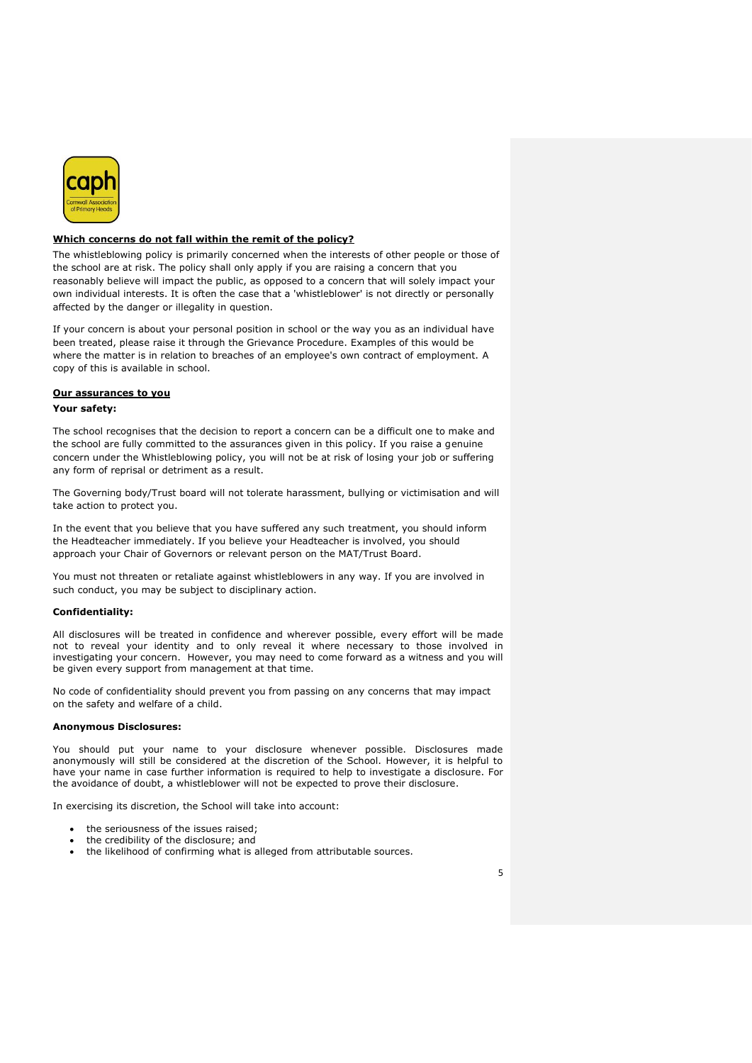## Which concerns do not fall within the remit of the policy?

The whistleblowing policy is primarily concerned when the interests of other people or those of the school are at risk. The policy shall only apply if you are raising a concern that you reasonably believe will impact the public, as opposed to a concern that will solely impact your own individual interests. It is often the case that a 'whistleblower' is not directly or personally affected by the danger or illegality in question.

If your concern is about your personal position in school or the way you as an individual have been treated, please raise it through the Grievance Procedure. Examples of this would be where the matter is in relation to breaches of an employee's own contract of employment. A copy of this is available in school.

## Our assurances to you

### Your safety:

The school recognises that the decision to report a concern can be a difficult one to make and the school are fully committed to the assurances given in this policy. If you raise a genuine concern under the Whistleblowing policy, you will not be at risk of losing your job or suffering any form of reprisal or detriment as a result.

The Governing body/Trust board will not tolerate harassment, bullying or victimisation and will take action to protect you.

In the event that you believe that you have suffered any such treatment, you should inform the Headteacher immediately. If you believe your Headteacher is involved, you should approach your Chair of Governors or relevant person on the MAT/Trust Board.

You must not threaten or retaliate against whistleblowers in any way. If you are involved in such conduct, you may be subject to disciplinary action.

### Confidentiality:

All disclosures will be treated in confidence and wherever possible, every effort will be made not to reveal your identity and to only reveal it where necessary to those involved in investigating your concern. However, you may need to come forward as a witness and you will be given every support from management at that time.

No code of confidentiality should prevent you from passing on any concerns that may impact on the safety and welfare of a child.

### Anonymous Disclosures:

You should put your name to your disclosure whenever possible. Disclosures made anonymously will still be considered at the discretion of the School. However, it is helpful to have your name in case further information is required to help to investigate a disclosure. For the avoidance of doubt, a whistleblower will not be expected to prove their disclosure.

In exercising its discretion, the School will take into account:

- the seriousness of the issues raised;
- the credibility of the disclosure; and
- the likelihood of confirming what is alleged from attributable sources.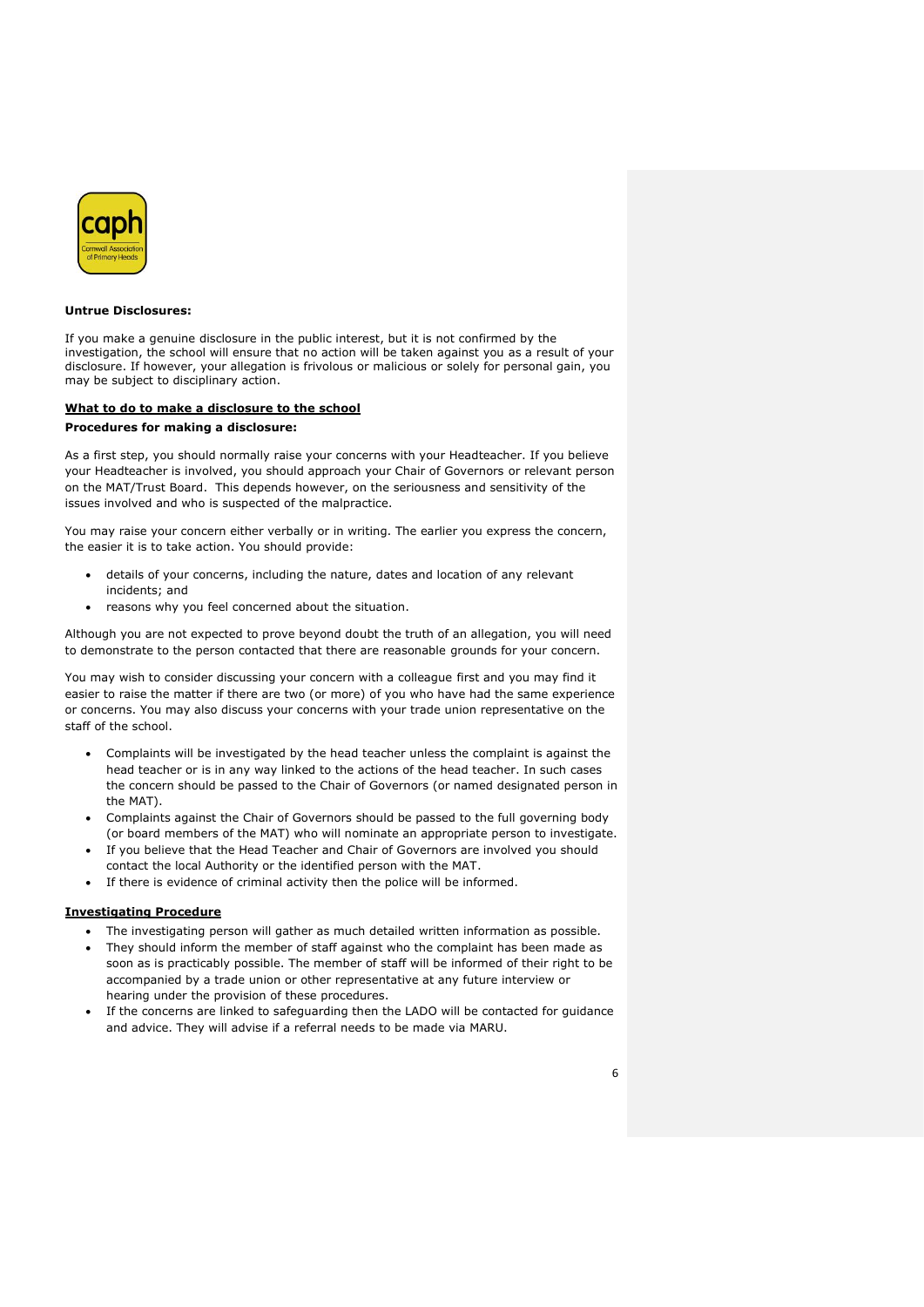**Untrue Disclosures:**

If you make a genuine disclosure in the public interest, but it is not confirmed by the investigation, the school will ensure that no action will be taken against you as a result of your disclosure. If however, your allegation is frivolous or malicious or solely for personal gain, you may be subject to disciplinary action.

**What to do to make a disclosure to the school**

**Procedures for making a disclosure:**

As a first step, you should normally raise your concerns with your Headteacher. If you believe your Headteacher is involved, you should approach your Chair of Governors or relevant person on the MAT/Trust Board. This depends however, on the seriousness and sensitivity of the issues involved and who is suspected of the malpractice.

You may raise your concern either verbally or in writing. The earlier you express the concern, the easier it is to take action. You should provide:

- details of your concerns, including the nature, dates and location of any relevant incidents; and
- reasons why you feel concerned about the situation.

Although you are not expected to prove beyond doubt the truth of an allegation, you will need to demonstrate to the person contacted that there are reasonable grounds for your concern.

You may wish to consider discussing your concern with a colleague first and you may find it easier to raise the matter if there are two (or more) of you who have had the same experience or concerns. You may also discuss your concerns with your trade union representative on the staff of the school.

- Complaints will be investigated by the head teacher unless the complaint is against the head teacher or is in any way linked to the actions of the head teacher. In such cases the concern should be passed to the Chair of Governors (or named designated person in the MAT).
- Complaints against the Chair of Governors should be passed to the full governing body (or board members of the MAT) who will nominate an appropriate person to investigate.
- If you believe that the Head Teacher and Chair of Governors are involved you should contact the local Authority or the identified person with the MAT.
- If there is evidence of criminal activity then the police will be informed.

**Investigating Procedure**

- The investigating person will gather as much detailed written information as possible.
- They should inform the member of staff against who the complaint has been made as soon as is practicably possible. The member of staff will be informed of their right to be accompanied by a trade union or other representative at any future interview or hearing under the provision of these procedures.
- If the concerns are linked to safeguarding then the LADO will be contacted for guidance and advice. They will advise if a referral needs to be made via MARU.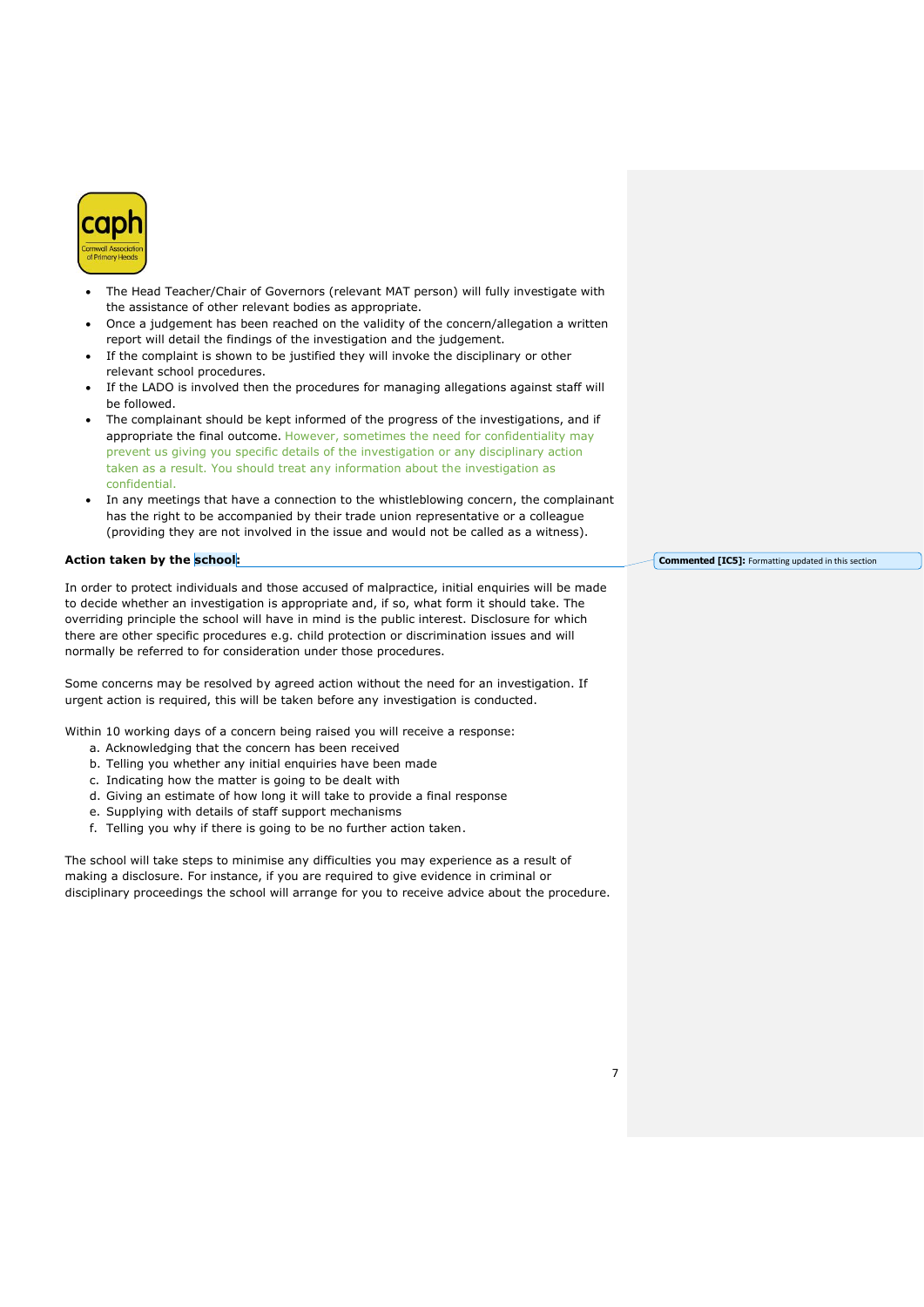- The Head Teacher/Chair of Governors (relevant MAT person) will fully investigate with the assistance of other relevant bodies as appropriate.
- Once a judgement has been reached on the validity of the concern/allegation a written report will detail the findings of the investigation and the judgement.
- If the complaint is shown to be justified they will invoke the disciplinary or other relevant school procedures.
- If the LADO is involved then the procedures for managing allegations against staff will be followed.
- The complainant should be kept informed of the progress of the investigations, and if appropriate the final outcome. However, sometimes the need for confidentiality may prevent us giving you specific details of the investigation or any disciplinary action taken as a result. You should treat any information about the investigation as confidential.
- In any meetings that have a connection to the whistleblowing concern, the complainant has the right to be accompanied by their trade union representative or a colleague (providing they are not involved in the issue and would not be called as a witness).

**Action taken by the school:**

In order to protect individuals and those accused of malpractice, initial enquiries will be made to decide whether an investigation is appropriate and, if so, what form it should take. The overriding principle the school will have in mind is the public interest. Disclosure for which there are other specific procedures e.g. child protection or discrimination issues and will normally be referred to for consideration under those procedures.

Some concerns may be resolved by agreed action without the need for an investigation. If urgent action is required, this will be taken before any investigation is conducted.

Within 10 working days of a concern being raised you will receive a response:

a. Acknowledging that the concern has been received
b. Telling you whether any initial enquiries have been made
c. Indicating how the matter is going to be dealt with
d. Giving an estimate of how long it will take to provide a final response
e. Supplying with details of staff support mechanisms
f. Telling you why if there is going to be no further action taken.

The school will take steps to minimise any difficulties you may experience as a result of making a disclosure. For instance, if you are required to give evidence in criminal or disciplinary proceedings the school will arrange for you to receive advice about the procedure.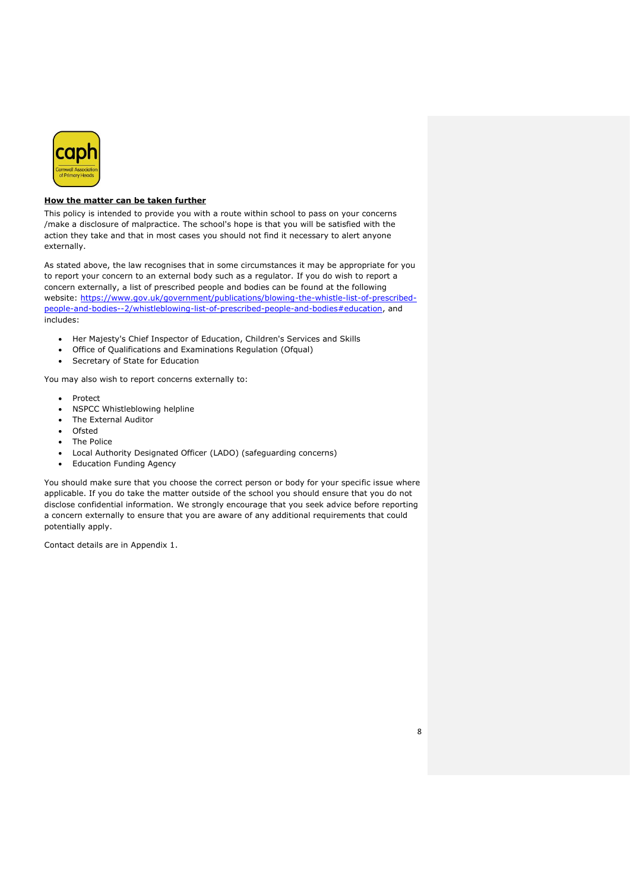**How the matter can be taken further**

This policy is intended to provide you with a route within school to pass on your concerns /make a disclosure of malpractice. The school's hope is that you will be satisfied with the action they take and that in most cases you should not find it necessary to alert anyone externally.

As stated above, the law recognises that in some circumstances it may be appropriate for you to report your concern to an external body such as a regulator. If you do wish to report a concern externally, a list of prescribed people and bodies can be found at the following website: [https://www.gov.uk/government/publications/blowing-the-whistle-list-of-prescribed-people-and-bodies--2/whistleblowing-list-of-prescribed-people-and-bodies#education](https://www.gov.uk/government/publications/blowing-the-whistle-list-of-prescribed-people-and-bodies--2/whistleblowing-list-of-prescribed-people-and-bodies#education), and includes:

- Her Majesty's Chief Inspector of Education, Children's Services and Skills
- Office of Qualifications and Examinations Regulation (Ofqual)
- Secretary of State for Education

You may also wish to report concerns externally to:

- Protect
- NSPCC Whistleblowing helpline
- The External Auditor
- Ofsted
- The Police
- Local Authority Designated Officer (LADO) (safeguarding concerns)
- Education Funding Agency

You should make sure that you choose the correct person or body for your specific issue where applicable. If you do take the matter outside of the school you should ensure that you do not disclose confidential information. We strongly encourage that you seek advice before reporting a concern externally to ensure that you are aware of any additional requirements that could potentially apply.

Contact details are in Appendix 1.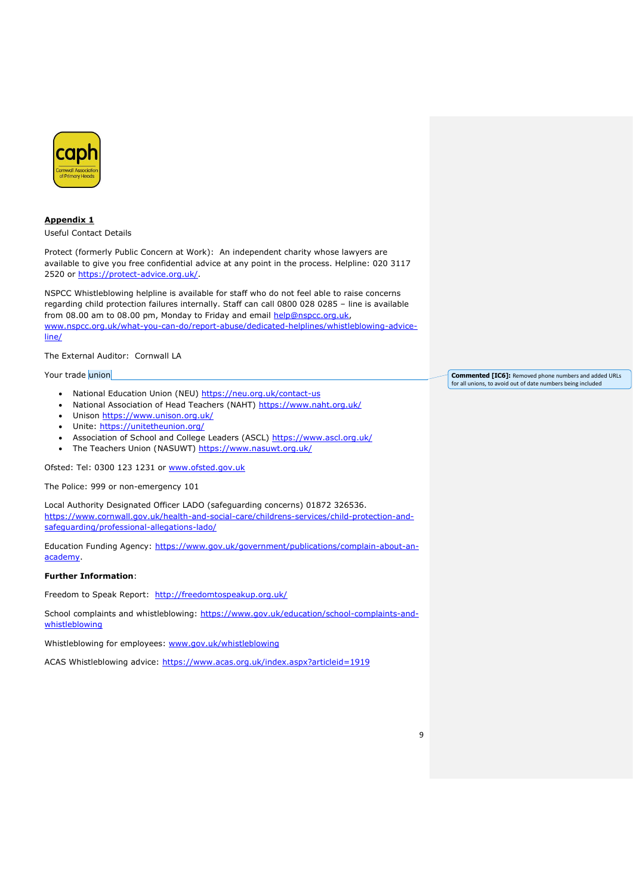**Appendix 1**

Useful Contact Details

Protect (formerly Public Concern at Work): An independent charity whose lawyers are available to give you free confidential advice at any point in the process. Helpline: 020 3117 2520 or https://protect-advice.org.uk/.

NSPCC Whistleblowing helpline is available for staff who do not feel able to raise concerns regarding child protection failures internally. Staff can call 0800 028 0285 – line is available from 08.00 am to 08.00 pm, Monday to Friday and email help@nspcc.org.uk, www.nspcc.org.uk/what-you-can-do/report-abuse/dedicated-helplines/whistleblowing-advice-line/

The External Auditor: Cornwall LA

Your trade union

- National Education Union (NEU) https://neu.org.uk/contact-us
- National Association of Head Teachers (NAHT) https://www.naht.org.uk/
- Unison https://www.unison.org.uk/
- Unite: https://unitetheunion.org/
- Association of School and College Leaders (ASCL) https://www.ascl.org.uk/
- The Teachers Union (NASUWT) https://www.nasuwt.org.uk/

Ofsted: Tel: 0300 123 1231 or www.ofsted.gov.uk

The Police: 999 or non-emergency 101

Local Authority Designated Officer LADO (safeguarding concerns) 01872 326536. https://www.cornwall.gov.uk/health-and-social-care/childrens-services/child-protection-and-safeguarding/professional-allegations-lado/

Education Funding Agency: https://www.gov.uk/government/publications/complain-about-an-academy.

**Further Information**:

Freedom to Speak Report: http://freedomtospeakup.org.uk/

School complaints and whistleblowing: https://www.gov.uk/education/school-complaints-and-whistleblowing

Whistleblowing for employees: www.gov.uk/whistleblowing

ACAS Whistleblowing advice: https://www.acas.org.uk/index.aspx?articleid=1919